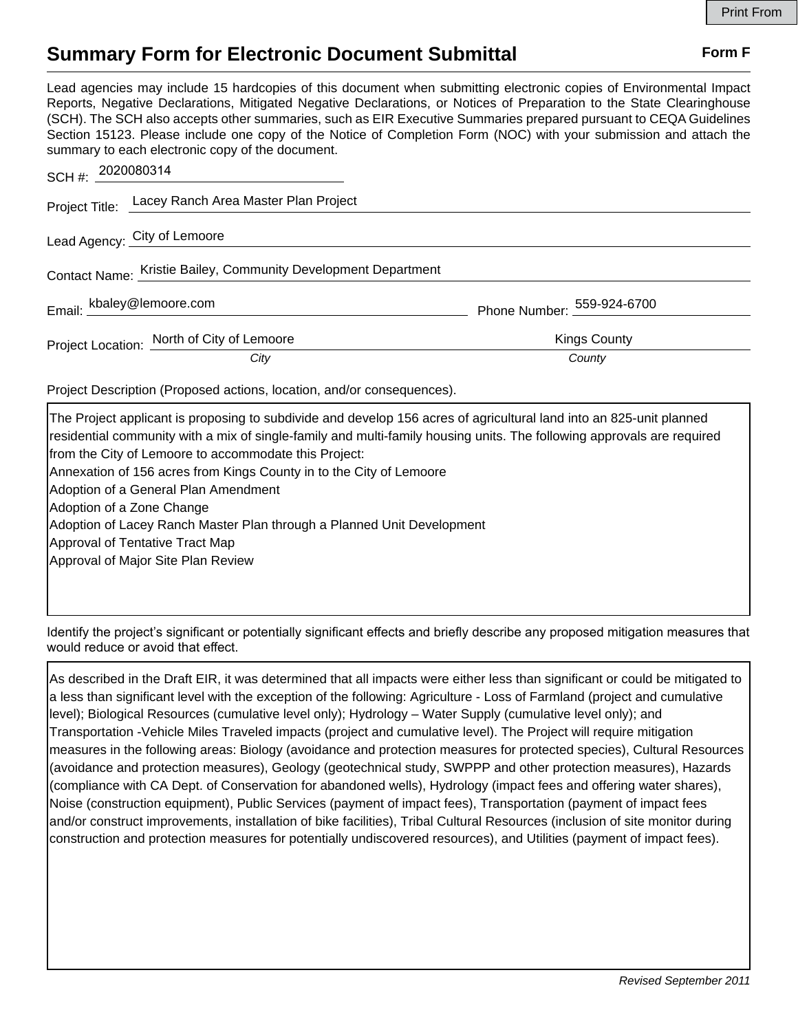Print From

# Summary Form for Electronic Document Submittal

**Form F**

Lead agencies may include 15 hardcopies of this document when submitting electronic copies of Environmental Impact Reports, Negative Declarations, Mitigated Negative Declarations, or Notices of Preparation to the State Clearinghouse (SCH). The SCH also accepts other summaries, such as EIR Executive Summaries prepared pursuant to CEQA Guidelines Section 15123. Please include one copy of the Notice of Completion Form (NOC) with your submission and attach the summary to each electronic copy of the document.

SCH #: 2020080314

Project Title: Lacey Ranch Area Master Plan Project

Lead Agency: City of Lemoore

Contact Name: Kristie Bailey, Community Development Department

Email: kbaley@lemoore.com

Phone Number: 559-924-6700

Project Location: North of City of Lemoore (*City*) Kings County (*County*)

Project Description (Proposed actions, location, and/or consequences).

The Project applicant is proposing to subdivide and develop 156 acres of agricultural land into an 825-unit planned residential community with a mix of single-family and multi-family housing units. The following approvals are required from the City of Lemoore to accommodate this Project:
Annexation of 156 acres from Kings County in to the City of Lemoore
Adoption of a General Plan Amendment
Adoption of a Zone Change
Adoption of Lacey Ranch Master Plan through a Planned Unit Development
Approval of Tentative Tract Map
Approval of Major Site Plan Review

Identify the project's significant or potentially significant effects and briefly describe any proposed mitigation measures that would reduce or avoid that effect.

As described in the Draft EIR, it was determined that all impacts were either less than significant or could be mitigated to a less than significant level with the exception of the following: Agriculture - Loss of Farmland (project and cumulative level); Biological Resources (cumulative level only); Hydrology – Water Supply (cumulative level only); and Transportation -Vehicle Miles Traveled impacts (project and cumulative level). The Project will require mitigation measures in the following areas: Biology (avoidance and protection measures for protected species), Cultural Resources (avoidance and protection measures), Geology (geotechnical study, SWPPP and other protection measures), Hazards (compliance with CA Dept. of Conservation for abandoned wells), Hydrology (impact fees and offering water shares), Noise (construction equipment), Public Services (payment of impact fees), Transportation (payment of impact fees and/or construct improvements, installation of bike facilities), Tribal Cultural Resources (inclusion of site monitor during construction and protection measures for potentially undiscovered resources), and Utilities (payment of impact fees).

*Revised September 2011*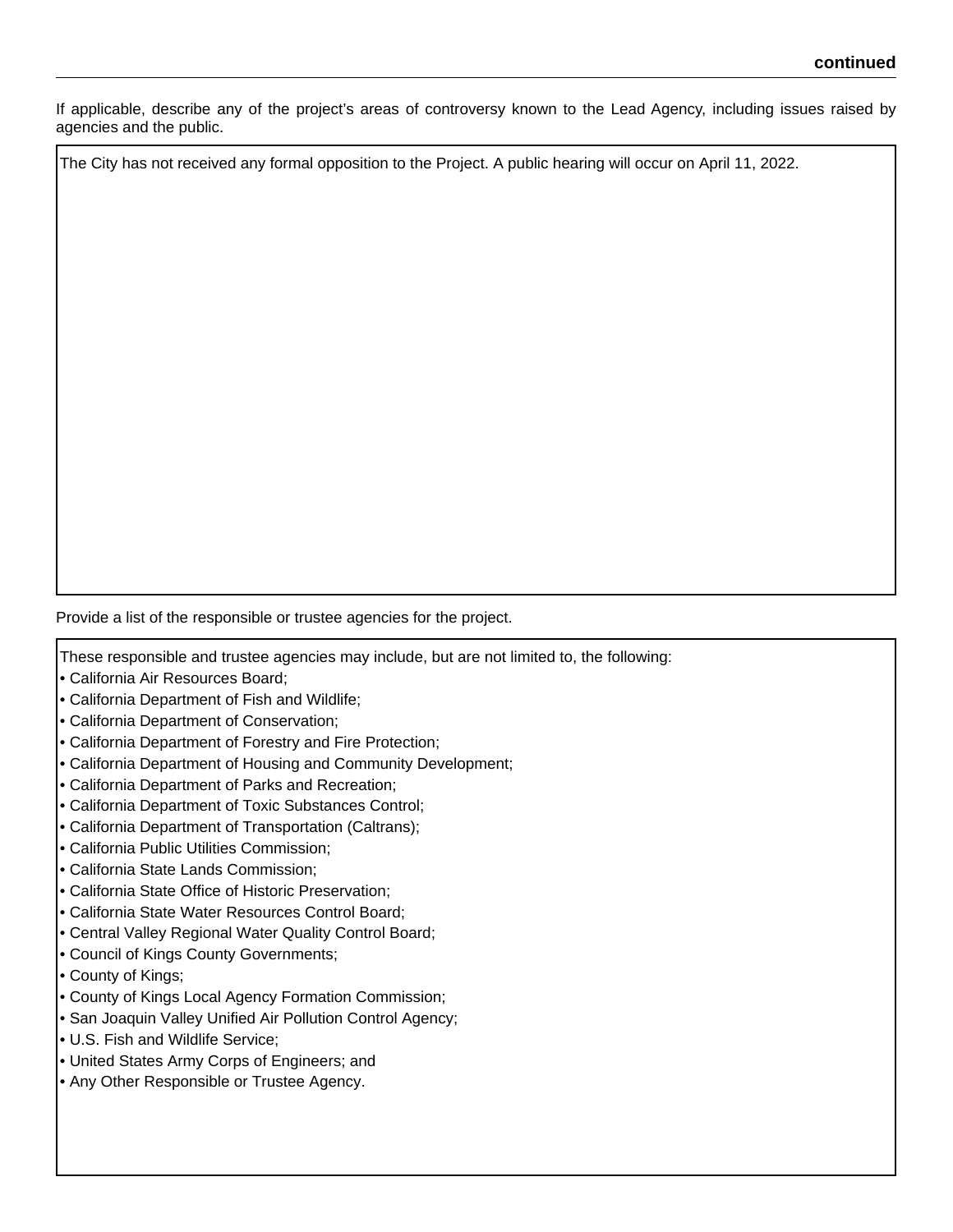**continued**

If applicable, describe any of the project's areas of controversy known to the Lead Agency, including issues raised by agencies and the public.

The City has not received any formal opposition to the Project. A public hearing will occur on April 11, 2022.

Provide a list of the responsible or trustee agencies for the project.

These responsible and trustee agencies may include, but are not limited to, the following:

- California Air Resources Board;
- California Department of Fish and Wildlife;
- California Department of Conservation;
- California Department of Forestry and Fire Protection;
- California Department of Housing and Community Development;
- California Department of Parks and Recreation;
- California Department of Toxic Substances Control;
- California Department of Transportation (Caltrans);
- California Public Utilities Commission;
- California State Lands Commission;
- California State Office of Historic Preservation;
- California State Water Resources Control Board;
- Central Valley Regional Water Quality Control Board;
- Council of Kings County Governments;
- County of Kings;
- County of Kings Local Agency Formation Commission;
- San Joaquin Valley Unified Air Pollution Control Agency;
- U.S. Fish and Wildlife Service;
- United States Army Corps of Engineers; and
- Any Other Responsible or Trustee Agency.